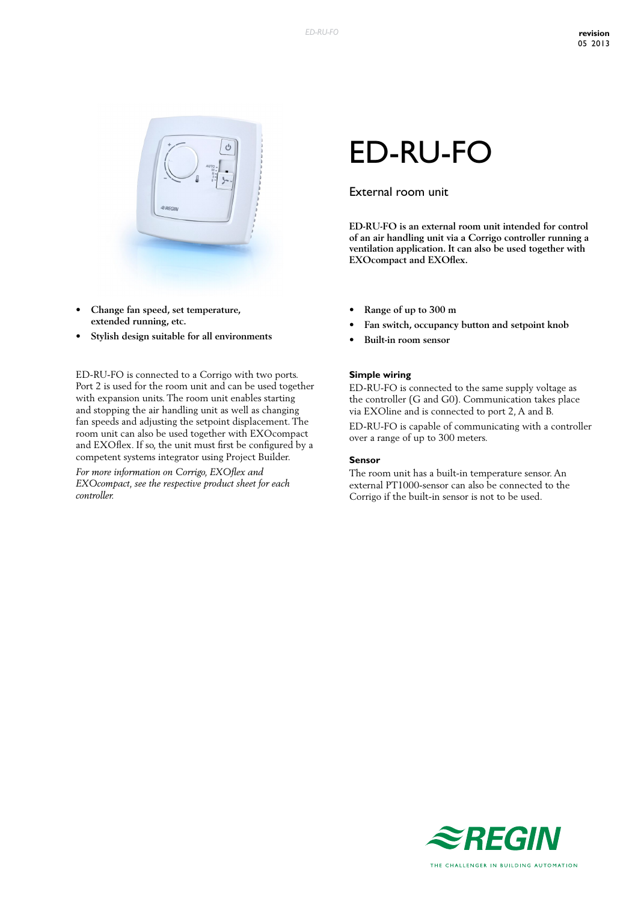# ED-RU-FO

External room unit

**ED-RU-FO is an external room unit intended for control of an air handling unit via a Corrigo controller running a ventilation application. It can also be used together with EXOcompact and EXOflex.**

- **Change fan speed, set temperature, extended running, etc.**
- **Stylish design suitable for all environments**
- **Range of up to 300 m**
- **Fan switch, occupancy button and setpoint knob**
- **Built-in room sensor**

ED-RU-FO is connected to a Corrigo with two ports. Port 2 is used for the room unit and can be used together with expansion units. The room unit enables starting and stopping the air handling unit as well as changing fan speeds and adjusting the setpoint displacement. The room unit can also be used together with EXOcompact and EXOflex. If so, the unit must first be configured by a competent systems integrator using Project Builder.

*For more information on Corrigo, EXOflex and EXOcompact, see the respective product sheet for each controller.*

### Simple wiring

ED-RU-FO is connected to the same supply voltage as the controller (G and G0). Communication takes place via EXOline and is connected to port 2, A and B.

ED-RU-FO is capable of communicating with a controller over a range of up to 300 meters.

### Sensor

The room unit has a built-in temperature sensor. An external PT1000-sensor can also be connected to the Corrigo if the built-in sensor is not to be used.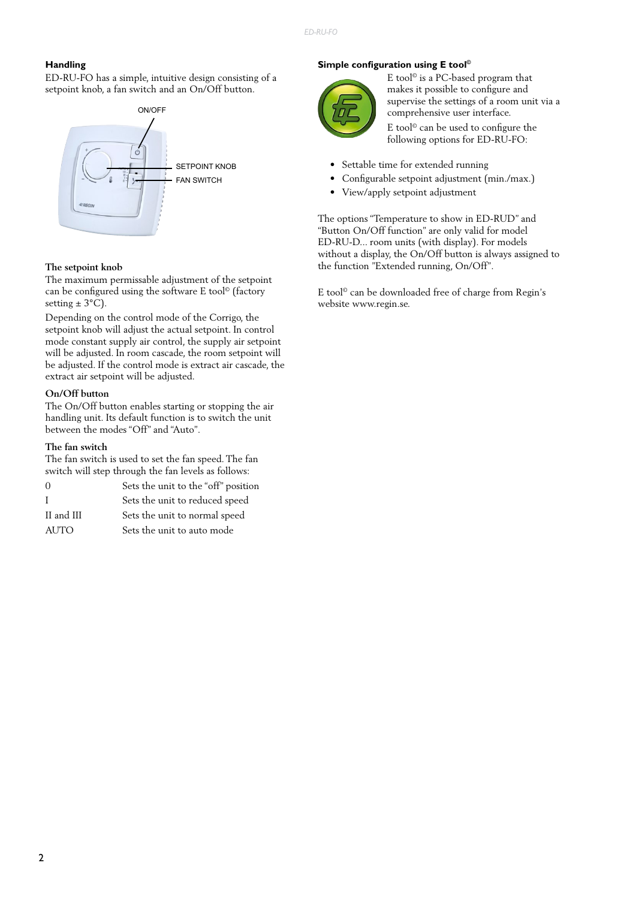## Handling

ED-RU-FO has a simple, intuitive design consisting of a setpoint knob, a fan switch and an On/Off button.

ON/OFF

SETPOINT KNOB

FAN SWITCH

### The setpoint knob

The maximum permissable adjustment of the setpoint can be configured using the software E tool© (factory setting ± 3°C).

Depending on the control mode of the Corrigo, the setpoint knob will adjust the actual setpoint. In control mode constant supply air control, the supply air setpoint will be adjusted. In room cascade, the room setpoint will be adjusted. If the control mode is extract air cascade, the extract air setpoint will be adjusted.

### On/Off button

The On/Off button enables starting or stopping the air handling unit. Its default function is to switch the unit between the modes "Off" and "Auto".

### The fan switch

The fan switch is used to set the fan speed. The fan switch will step through the fan levels as follows:

| | |
|---|---|
| 0 | Sets the unit to the "off" position |
| I | Sets the unit to reduced speed |
| II and III | Sets the unit to normal speed |
| AUTO | Sets the unit to auto mode |

## Simple configuration using E tool©

E tool© is a PC-based program that makes it possible to configure and supervise the settings of a room unit via a comprehensive user interface.

E tool© can be used to configure the following options for ED-RU-FO:

- Settable time for extended running
- Configurable setpoint adjustment (min./max.)
- View/apply setpoint adjustment

The options "Temperature to show in ED-RUD" and "Button On/Off function" are only valid for model ED-RU-D... room units (with display). For models without a display, the On/Off button is always assigned to the function "Extended running, On/Off".

E tool© can be downloaded free of charge from Regin's website www.regin.se.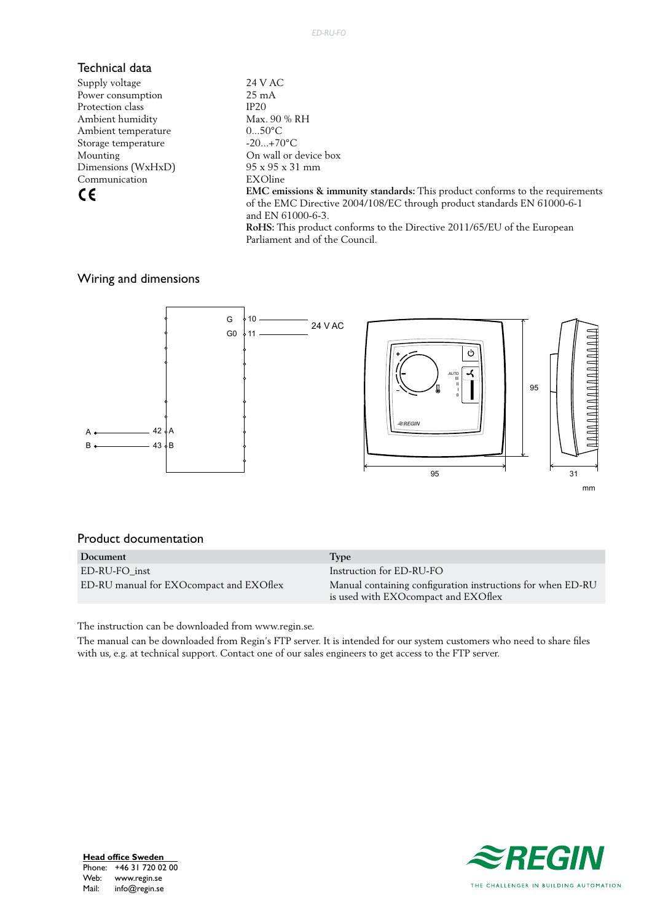## Technical data

| | |
|---|---|
| Supply voltage | 24 V AC |
| Power consumption | 25 mA |
| Protection class | IP20 |
| Ambient humidity | Max. 90 % RH |
| Ambient temperature | 0...50°C |
| Storage temperature | -20...+70°C |
| Mounting | On wall or device box |
| Dimensions (WxHxD) | 95 x 95 x 31 mm |
| Communication | EXOline |
| CE | **EMC emissions & immunity standards:** This product conforms to the requirements of the EMC Directive 2004/108/EC through product standards EN 61000-6-1 and EN 61000-6-3. **RoHS:** This product conforms to the Directive 2011/65/EU of the European Parliament and of the Council. |

## Wiring and dimensions

G
G0
10
11
24 V AC
A
B
42 A
43 B
AUTO
III
II
I
0
REGIN
95
95
31
mm

## Product documentation

| Document | Type |
|---|---|
| ED-RU-FO_inst | Instruction for ED-RU-FO |
| ED-RU manual for EXOcompact and EXOflex | Manual containing configuration instructions for when ED-RU is used with EXOcompact and EXOflex |

The instruction can be downloaded from www.regin.se.

The manual can be downloaded from Regin's FTP server. It is intended for our system customers who need to share files with us, e.g. at technical support. Contact one of our sales engineers to get access to the FTP server.

**Head office Sweden**
Phone: +46 31 720 02 00
Web: www.regin.se
Mail: info@regin.se

REGIN
THE CHALLENGER IN BUILDING AUTOMATION